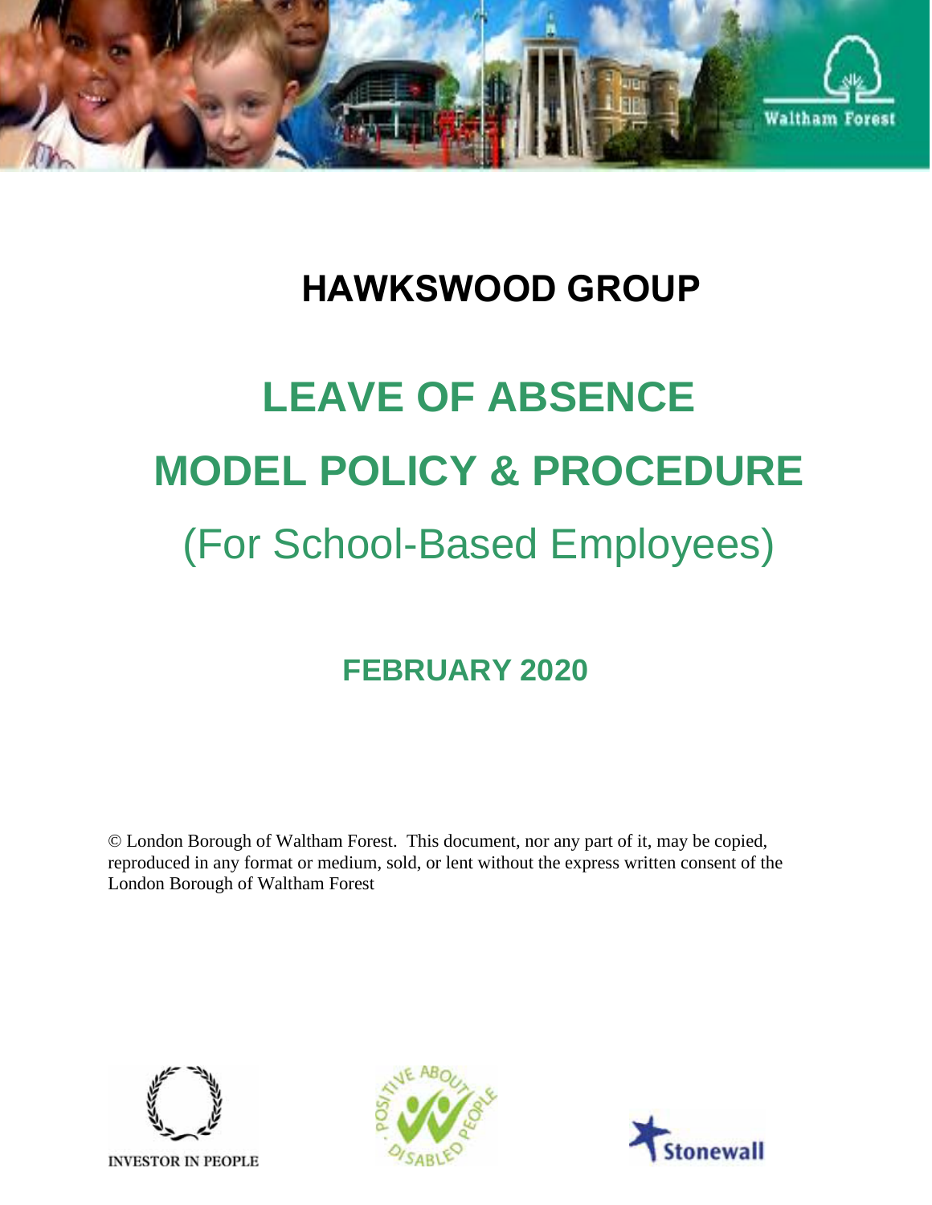# HAWKSWOOD GROUP

# LEAVE OF ABSENCE

# MODEL POLICY & PROCEDURE

## (For School-Based Employees)

### FEBRUARY 2020

© London Borough of Waltham Forest. This document, nor any part of it, may be copied, reproduced in any format or medium, sold, or lent without the express written consent of the London Borough of Waltham Forest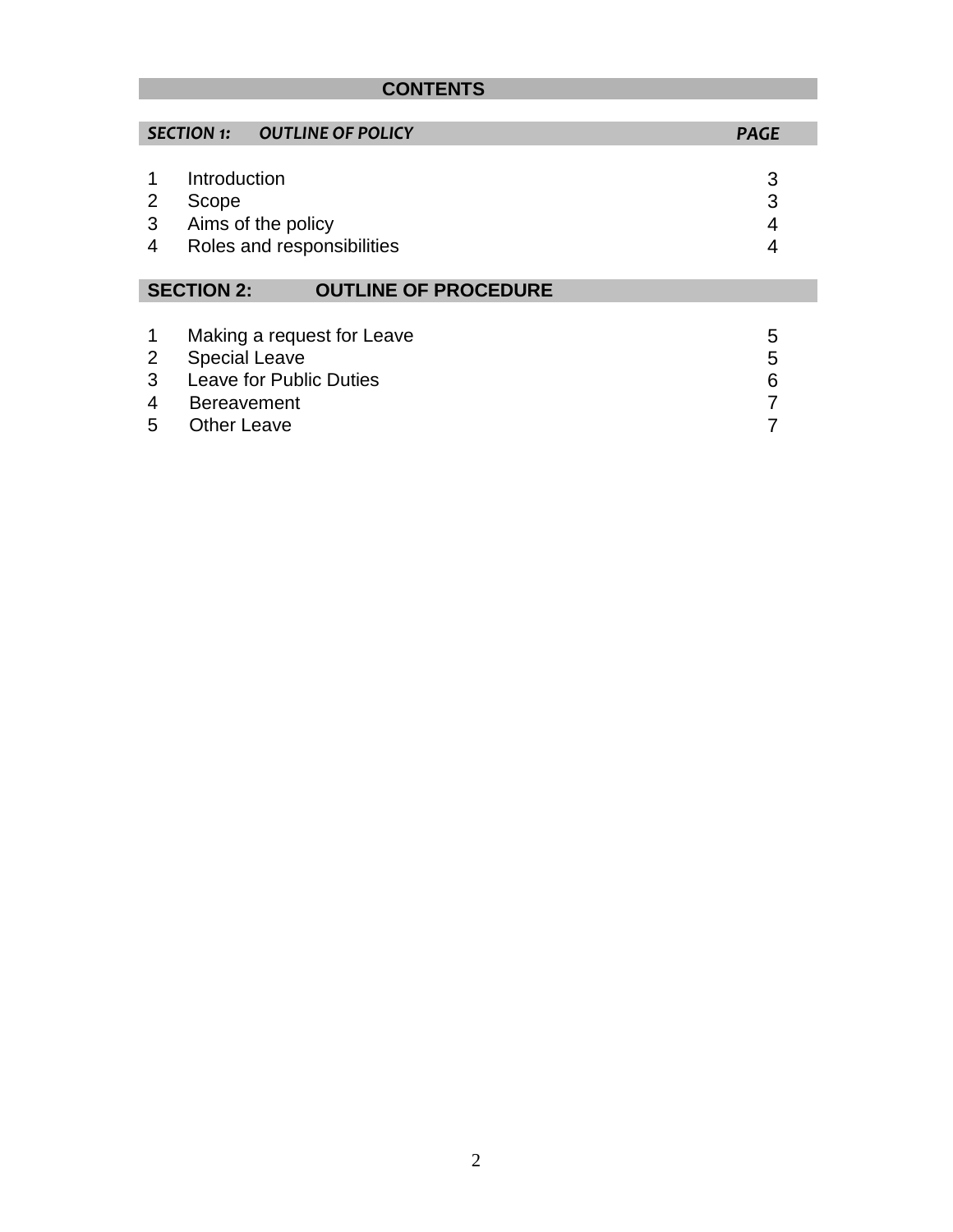# CONTENTS

| ***SECTION 1: OUTLINE OF POLICY*** | | ***PAGE*** |
|---|---|---|
| 1 | Introduction | 3 |
| 2 | Scope | 3 |
| 3 | Aims of the policy | 4 |
| 4 | Roles and responsibilities | 4 |

| **SECTION 2: OUTLINE OF PROCEDURE** | | |
|---|---|---|
| 1 | Making a request for Leave | 5 |
| 2 | Special Leave | 5 |
| 3 | Leave for Public Duties | 6 |
| 4 | Bereavement | 7 |
| 5 | Other Leave | 7 |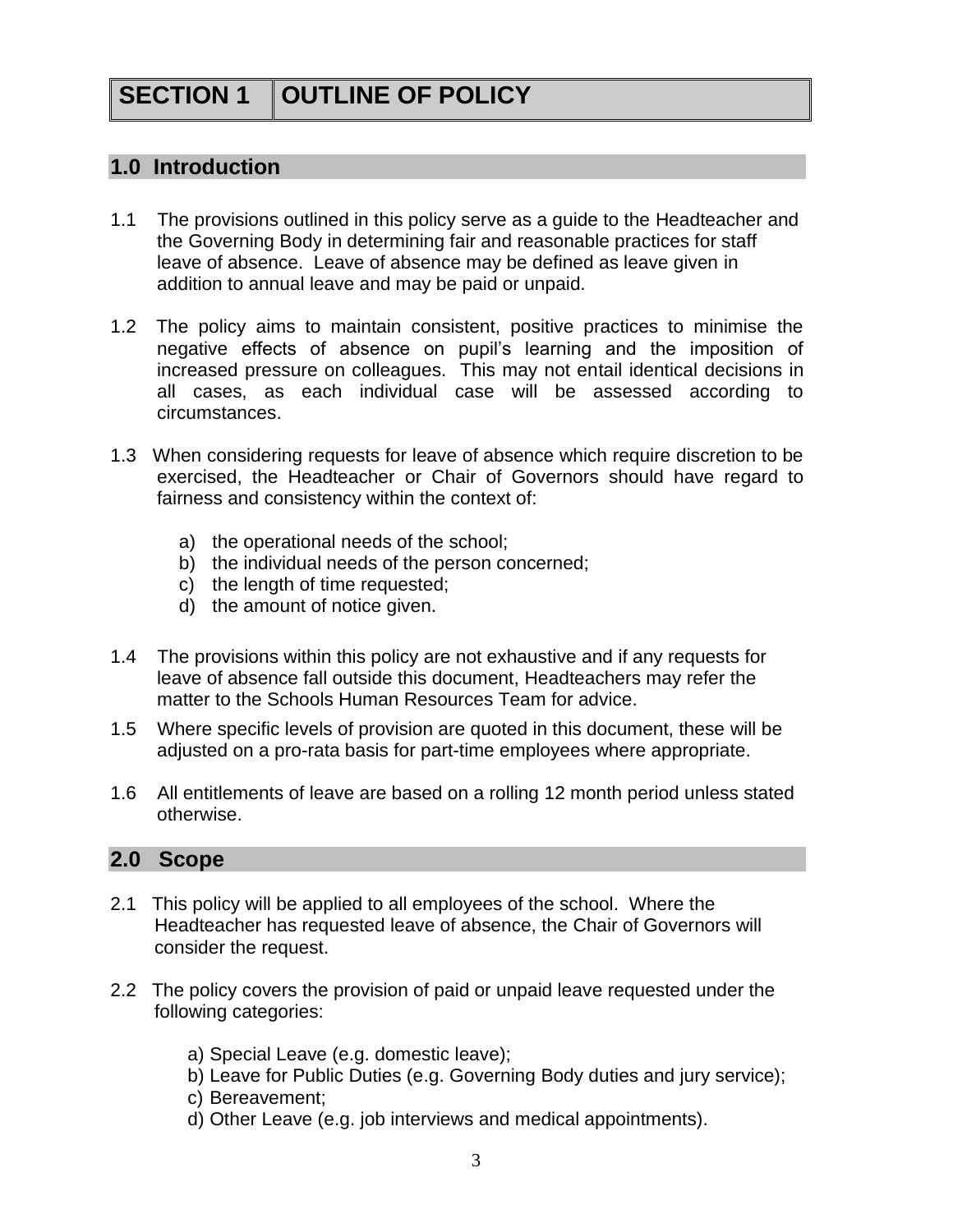# SECTION 1 OUTLINE OF POLICY

## 1.0 Introduction

1.1 The provisions outlined in this policy serve as a guide to the Headteacher and the Governing Body in determining fair and reasonable practices for staff leave of absence. Leave of absence may be defined as leave given in addition to annual leave and may be paid or unpaid.

1.2 The policy aims to maintain consistent, positive practices to minimise the negative effects of absence on pupil's learning and the imposition of increased pressure on colleagues. This may not entail identical decisions in all cases, as each individual case will be assessed according to circumstances.

1.3 When considering requests for leave of absence which require discretion to be exercised, the Headteacher or Chair of Governors should have regard to fairness and consistency within the context of:

a) the operational needs of the school;
b) the individual needs of the person concerned;
c) the length of time requested;
d) the amount of notice given.

1.4 The provisions within this policy are not exhaustive and if any requests for leave of absence fall outside this document, Headteachers may refer the matter to the Schools Human Resources Team for advice.

1.5 Where specific levels of provision are quoted in this document, these will be adjusted on a pro-rata basis for part-time employees where appropriate.

1.6 All entitlements of leave are based on a rolling 12 month period unless stated otherwise.

## 2.0 Scope

2.1 This policy will be applied to all employees of the school. Where the Headteacher has requested leave of absence, the Chair of Governors will consider the request.

2.2 The policy covers the provision of paid or unpaid leave requested under the following categories:

a) Special Leave (e.g. domestic leave);
b) Leave for Public Duties (e.g. Governing Body duties and jury service);
c) Bereavement;
d) Other Leave (e.g. job interviews and medical appointments).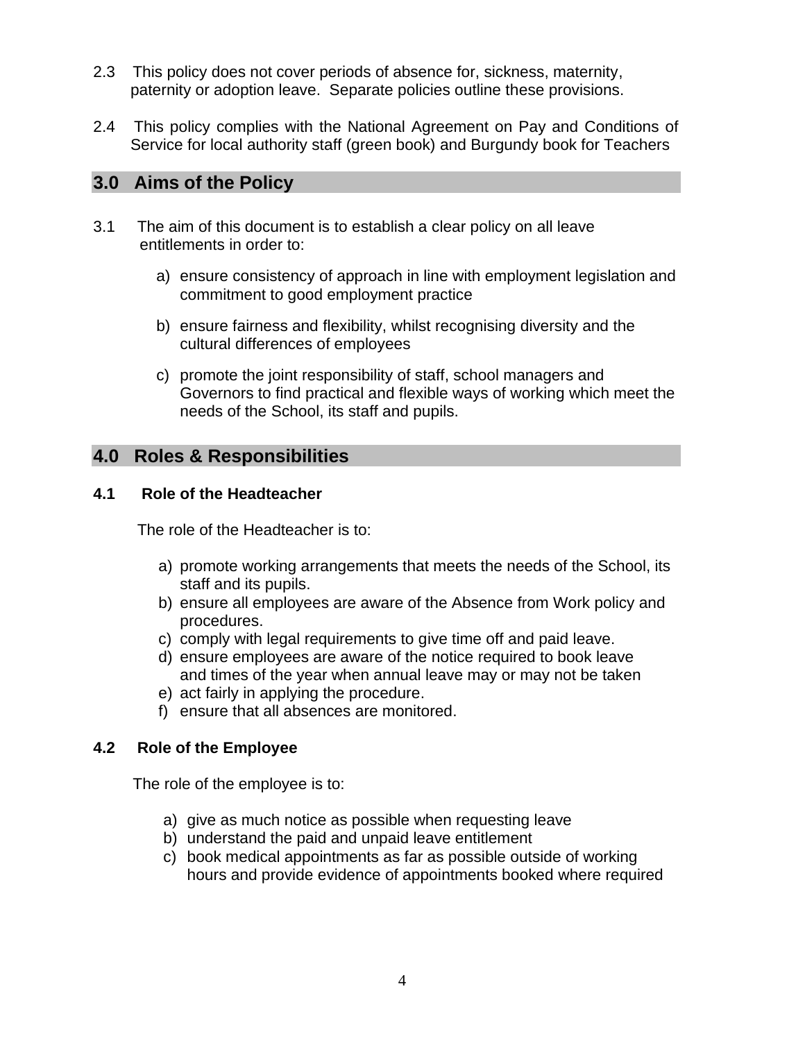2.3 This policy does not cover periods of absence for, sickness, maternity, paternity or adoption leave. Separate policies outline these provisions.

2.4 This policy complies with the National Agreement on Pay and Conditions of Service for local authority staff (green book) and Burgundy book for Teachers

## 3.0 Aims of the Policy

3.1 The aim of this document is to establish a clear policy on all leave entitlements in order to:

a) ensure consistency of approach in line with employment legislation and commitment to good employment practice

b) ensure fairness and flexibility, whilst recognising diversity and the cultural differences of employees

c) promote the joint responsibility of staff, school managers and Governors to find practical and flexible ways of working which meet the needs of the School, its staff and pupils.

## 4.0 Roles & Responsibilities

### 4.1 Role of the Headteacher

The role of the Headteacher is to:

a) promote working arrangements that meets the needs of the School, its staff and its pupils.
b) ensure all employees are aware of the Absence from Work policy and procedures.
c) comply with legal requirements to give time off and paid leave.
d) ensure employees are aware of the notice required to book leave and times of the year when annual leave may or may not be taken
e) act fairly in applying the procedure.
f) ensure that all absences are monitored.

### 4.2 Role of the Employee

The role of the employee is to:

a) give as much notice as possible when requesting leave
b) understand the paid and unpaid leave entitlement
c) book medical appointments as far as possible outside of working hours and provide evidence of appointments booked where required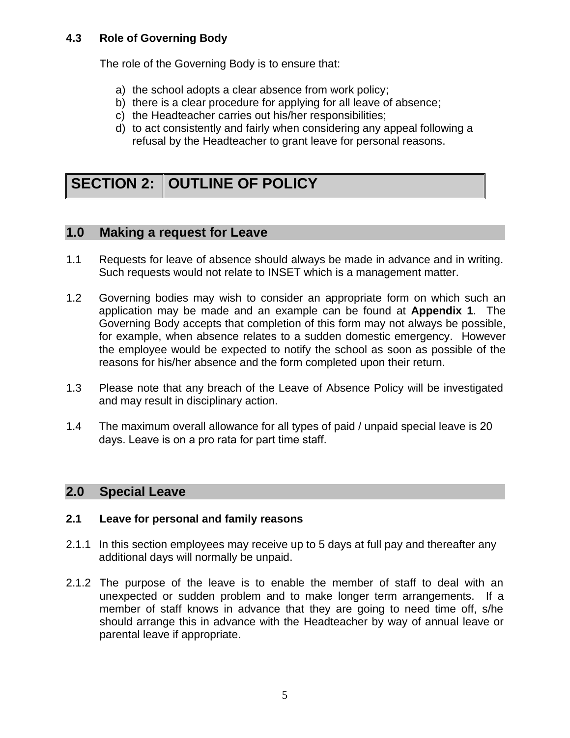#### 4.3 Role of Governing Body

The role of the Governing Body is to ensure that:

a) the school adopts a clear absence from work policy;
b) there is a clear procedure for applying for all leave of absence;
c) the Headteacher carries out his/her responsibilities;
d) to act consistently and fairly when considering any appeal following a refusal by the Headteacher to grant leave for personal reasons.

# SECTION 2: OUTLINE OF POLICY

## 1.0 Making a request for Leave

1.1 Requests for leave of absence should always be made in advance and in writing. Such requests would not relate to INSET which is a management matter.

1.2 Governing bodies may wish to consider an appropriate form on which such an application may be made and an example can be found at **Appendix 1**. The Governing Body accepts that completion of this form may not always be possible, for example, when absence relates to a sudden domestic emergency. However the employee would be expected to notify the school as soon as possible of the reasons for his/her absence and the form completed upon their return.

1.3 Please note that any breach of the Leave of Absence Policy will be investigated and may result in disciplinary action.

1.4 The maximum overall allowance for all types of paid / unpaid special leave is 20 days. Leave is on a pro rata for part time staff.

## 2.0 Special Leave

### 2.1 Leave for personal and family reasons

2.1.1 In this section employees may receive up to 5 days at full pay and thereafter any additional days will normally be unpaid.

2.1.2 The purpose of the leave is to enable the member of staff to deal with an unexpected or sudden problem and to make longer term arrangements. If a member of staff knows in advance that they are going to need time off, s/he should arrange this in advance with the Headteacher by way of annual leave or parental leave if appropriate.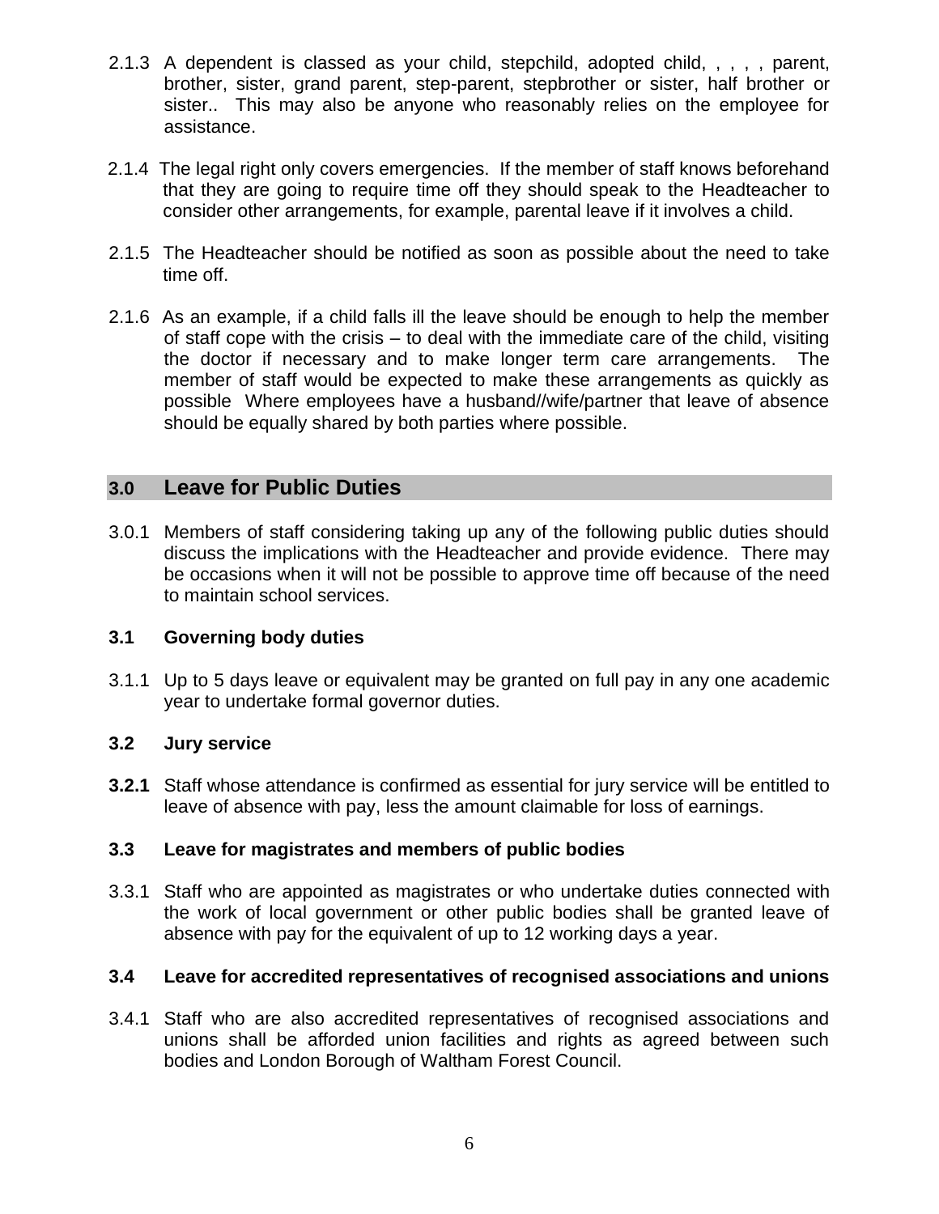2.1.3 A dependent is classed as your child, stepchild, adopted child, , , , , parent, brother, sister, grand parent, step-parent, stepbrother or sister, half brother or sister.. This may also be anyone who reasonably relies on the employee for assistance.

2.1.4 The legal right only covers emergencies. If the member of staff knows beforehand that they are going to require time off they should speak to the Headteacher to consider other arrangements, for example, parental leave if it involves a child.

2.1.5 The Headteacher should be notified as soon as possible about the need to take time off.

2.1.6 As an example, if a child falls ill the leave should be enough to help the member of staff cope with the crisis – to deal with the immediate care of the child, visiting the doctor if necessary and to make longer term care arrangements. The member of staff would be expected to make these arrangements as quickly as possible Where employees have a husband//wife/partner that leave of absence should be equally shared by both parties where possible.

## 3.0 Leave for Public Duties

3.0.1 Members of staff considering taking up any of the following public duties should discuss the implications with the Headteacher and provide evidence. There may be occasions when it will not be possible to approve time off because of the need to maintain school services.

### 3.1 Governing body duties

3.1.1 Up to 5 days leave or equivalent may be granted on full pay in any one academic year to undertake formal governor duties.

### 3.2 Jury service

**3.2.1** Staff whose attendance is confirmed as essential for jury service will be entitled to leave of absence with pay, less the amount claimable for loss of earnings.

### 3.3 Leave for magistrates and members of public bodies

3.3.1 Staff who are appointed as magistrates or who undertake duties connected with the work of local government or other public bodies shall be granted leave of absence with pay for the equivalent of up to 12 working days a year.

### 3.4 Leave for accredited representatives of recognised associations and unions

3.4.1 Staff who are also accredited representatives of recognised associations and unions shall be afforded union facilities and rights as agreed between such bodies and London Borough of Waltham Forest Council.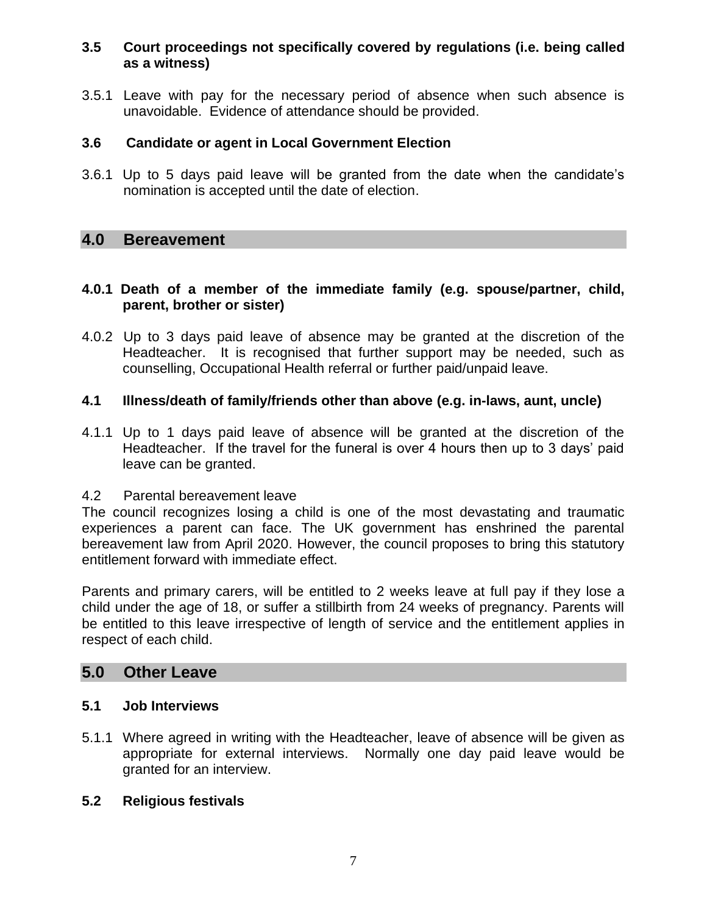### 3.5 Court proceedings not specifically covered by regulations (i.e. being called as a witness)

3.5.1 Leave with pay for the necessary period of absence when such absence is unavoidable. Evidence of attendance should be provided.

### 3.6 Candidate or agent in Local Government Election

3.6.1 Up to 5 days paid leave will be granted from the date when the candidate's nomination is accepted until the date of election.

## 4.0 Bereavement

### 4.0.1 Death of a member of the immediate family (e.g. spouse/partner, child, parent, brother or sister)

4.0.2 Up to 3 days paid leave of absence may be granted at the discretion of the Headteacher. It is recognised that further support may be needed, such as counselling, Occupational Health referral or further paid/unpaid leave.

### 4.1 Illness/death of family/friends other than above (e.g. in-laws, aunt, uncle)

4.1.1 Up to 1 days paid leave of absence will be granted at the discretion of the Headteacher. If the travel for the funeral is over 4 hours then up to 3 days' paid leave can be granted.

4.2 Parental bereavement leave

The council recognizes losing a child is one of the most devastating and traumatic experiences a parent can face. The UK government has enshrined the parental bereavement law from April 2020. However, the council proposes to bring this statutory entitlement forward with immediate effect.

Parents and primary carers, will be entitled to 2 weeks leave at full pay if they lose a child under the age of 18, or suffer a stillbirth from 24 weeks of pregnancy. Parents will be entitled to this leave irrespective of length of service and the entitlement applies in respect of each child.

## 5.0 Other Leave

### 5.1 Job Interviews

5.1.1 Where agreed in writing with the Headteacher, leave of absence will be given as appropriate for external interviews. Normally one day paid leave would be granted for an interview.

### 5.2 Religious festivals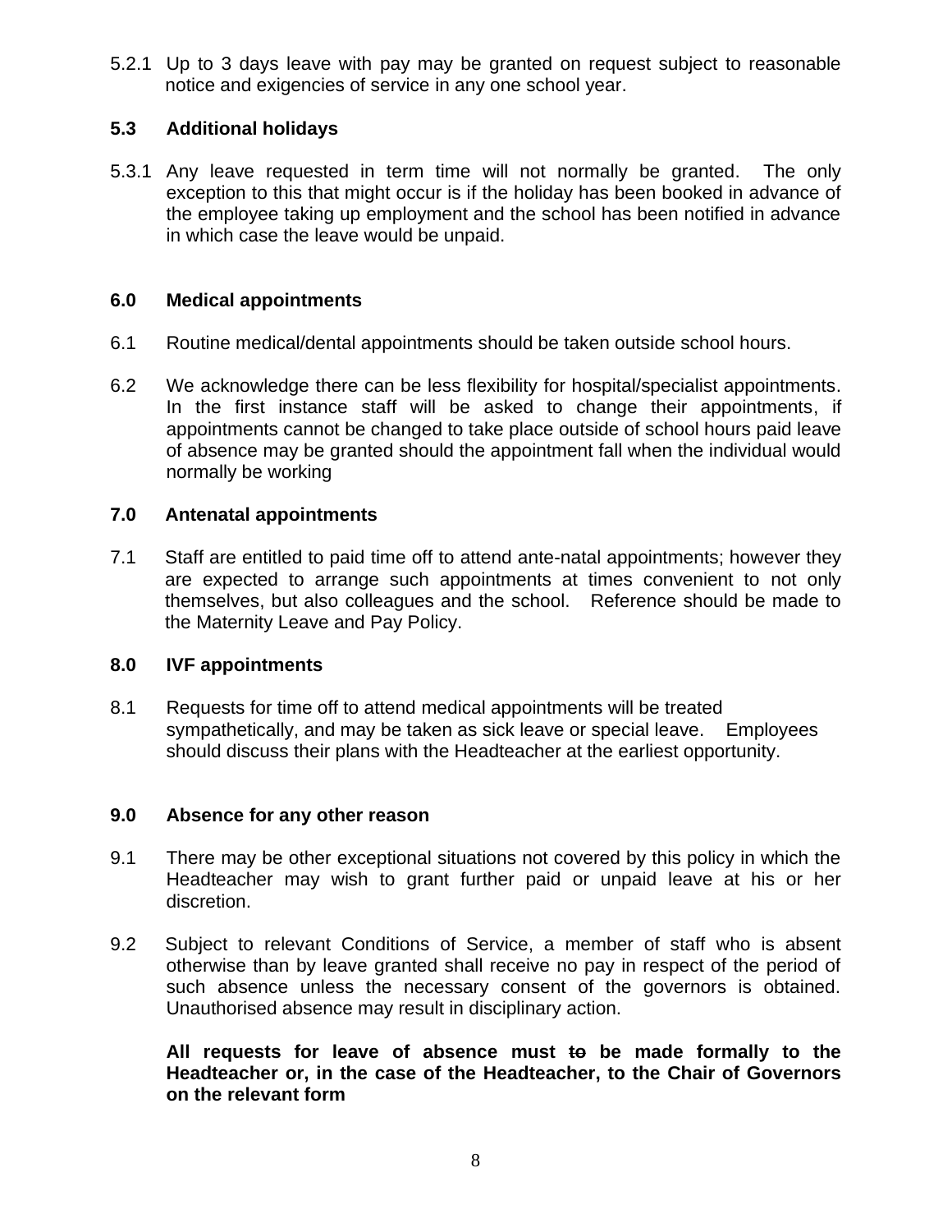5.2.1 Up to 3 days leave with pay may be granted on request subject to reasonable notice and exigencies of service in any one school year.

### 5.3 Additional holidays

5.3.1 Any leave requested in term time will not normally be granted. The only exception to this that might occur is if the holiday has been booked in advance of the employee taking up employment and the school has been notified in advance in which case the leave would be unpaid.

## 6.0 Medical appointments

6.1 Routine medical/dental appointments should be taken outside school hours.

6.2 We acknowledge there can be less flexibility for hospital/specialist appointments. In the first instance staff will be asked to change their appointments, if appointments cannot be changed to take place outside of school hours paid leave of absence may be granted should the appointment fall when the individual would normally be working

## 7.0 Antenatal appointments

7.1 Staff are entitled to paid time off to attend ante-natal appointments; however they are expected to arrange such appointments at times convenient to not only themselves, but also colleagues and the school. Reference should be made to the Maternity Leave and Pay Policy.

## 8.0 IVF appointments

8.1 Requests for time off to attend medical appointments will be treated sympathetically, and may be taken as sick leave or special leave. Employees should discuss their plans with the Headteacher at the earliest opportunity.

## 9.0 Absence for any other reason

9.1 There may be other exceptional situations not covered by this policy in which the Headteacher may wish to grant further paid or unpaid leave at his or her discretion.

9.2 Subject to relevant Conditions of Service, a member of staff who is absent otherwise than by leave granted shall receive no pay in respect of the period of such absence unless the necessary consent of the governors is obtained. Unauthorised absence may result in disciplinary action.

**All requests for leave of absence must ~~to~~ be made formally to the Headteacher or, in the case of the Headteacher, to the Chair of Governors on the relevant form**